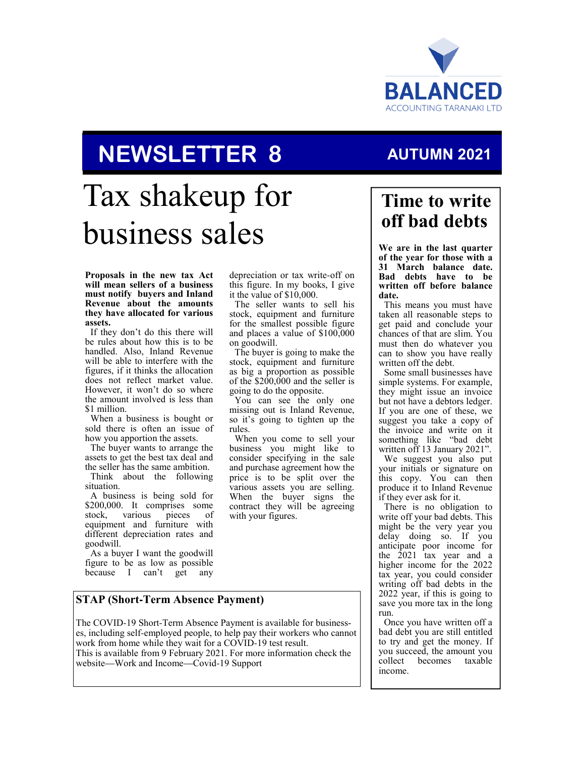BALANCED

ACCOUNTING TARANAKI LTD

# NEWSLETTER 8

**AUTUMN 2021**

# Tax shakeup for business sales

**Proposals in the new tax Act will mean sellers of a business must notify buyers and Inland Revenue about the amounts they have allocated for various assets.**

If they don't do this there will be rules about how this is to be handled. Also, Inland Revenue will be able to interfere with the figures, if it thinks the allocation does not reflect market value. However, it won't do so where the amount involved is less than $1 million.

When a business is bought or sold there is often an issue of how you apportion the assets.

The buyer wants to arrange the assets to get the best tax deal and the seller has the same ambition.

Think about the following situation.

A business is being sold for $200,000. It comprises some stock, various pieces of equipment and furniture with different depreciation rates and goodwill.

As a buyer I want the goodwill figure to be as low as possible because I can't get any depreciation or tax write-off on this figure. In my books, I give it the value of $10,000.

The seller wants to sell his stock, equipment and furniture for the smallest possible figure and places a value of $100,000 on goodwill.

The buyer is going to make the stock, equipment and furniture as big a proportion as possible of the $200,000 and the seller is going to do the opposite.

You can see the only one missing out is Inland Revenue, so it's going to tighten up the rules.

When you come to sell your business you might like to consider specifying in the sale and purchase agreement how the price is to be split over the various assets you are selling. When the buyer signs the contract they will be agreeing with your figures.

## STAP (Short-Term Absence Payment)

The COVID-19 Short-Term Absence Payment is available for businesses, including self-employed people, to help pay their workers who cannot work from home while they wait for a COVID-19 test result.
This is available from 9 February 2021. For more information check the website—Work and Income—Covid-19 Support

## Time to write off bad debts

**We are in the last quarter of the year for those with a 31 March balance date. Bad debts have to be written off before balance date.**

This means you must have taken all reasonable steps to get paid and conclude your chances of that are slim. You must then do whatever you can to show you have really written off the debt.

Some small businesses have simple systems. For example, they might issue an invoice but not have a debtors ledger. If you are one of these, we suggest you take a copy of the invoice and write on it something like "bad debt written off 13 January 2021".

We suggest you also put your initials or signature on this copy. You can then produce it to Inland Revenue if they ever ask for it.

There is no obligation to write off your bad debts. This might be the very year you delay doing so. If you anticipate poor income for the 2021 tax year and a higher income for the 2022 tax year, you could consider writing off bad debts in the 2022 year, if this is going to save you more tax in the long run.

Once you have written off a bad debt you are still entitled to try and get the money. If you succeed, the amount you collect becomes taxable income.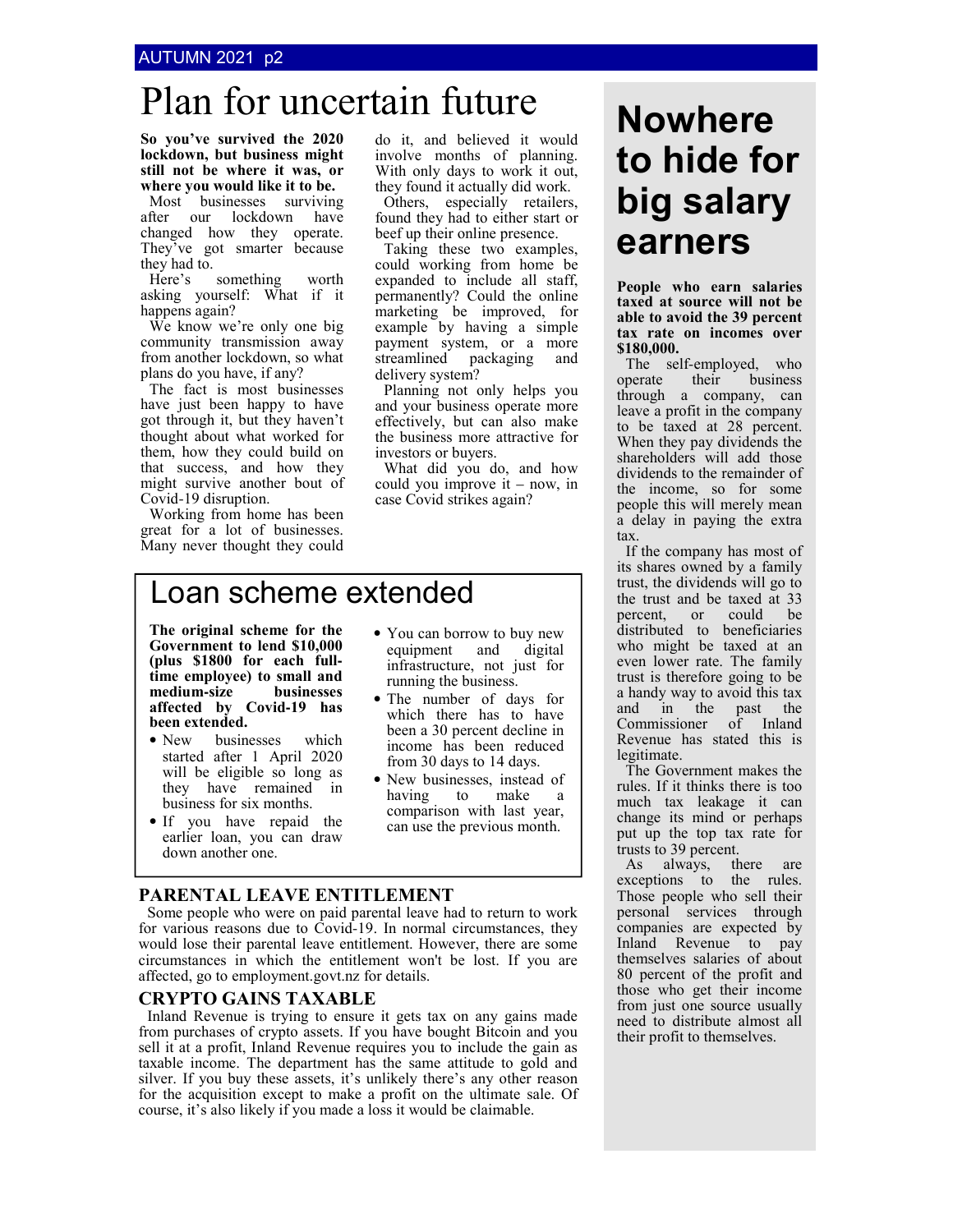# Plan for uncertain future

**So you've survived the 2020 lockdown, but business might still not be where it was, or where you would like it to be.**

Most businesses surviving after our lockdown have changed how they operate. They've got smarter because they had to.

Here's something worth asking yourself: What if it happens again?

We know we're only one big community transmission away from another lockdown, so what plans do you have, if any?

The fact is most businesses have just been happy to have got through it, but they haven't thought about what worked for them, how they could build on that success, and how they might survive another bout of Covid-19 disruption.

Working from home has been great for a lot of businesses. Many never thought they could do it, and believed it would involve months of planning. With only days to work it out, they found it actually did work.

Others, especially retailers, found they had to either start or beef up their online presence.

Taking these two examples, could working from home be expanded to include all staff, permanently? Could the online marketing be improved, for example by having a simple payment system, or a more streamlined packaging and delivery system?

Planning not only helps you and your business operate more effectively, but can also make the business more attractive for investors or buyers.

What did you do, and how could you improve it – now, in case Covid strikes again?

## Loan scheme extended

**The original scheme for the Government to lend $10,000 (plus $1800 for each full-time employee) to small and medium-size businesses affected by Covid-19 has been extended.**

- New businesses which started after 1 April 2020 will be eligible so long as they have remained in business for six months.
- If you have repaid the earlier loan, you can draw down another one.
- You can borrow to buy new equipment and digital infrastructure, not just for running the business.
- The number of days for which there has to have been a 30 percent decline in income has been reduced from 30 days to 14 days.
- New businesses, instead of having to make a comparison with last year, can use the previous month.

### PARENTAL LEAVE ENTITLEMENT

Some people who were on paid parental leave had to return to work for various reasons due to Covid-19. In normal circumstances, they would lose their parental leave entitlement. However, there are some circumstances in which the entitlement won't be lost. If you are affected, go to employment.govt.nz for details.

### CRYPTO GAINS TAXABLE

Inland Revenue is trying to ensure it gets tax on any gains made from purchases of crypto assets. If you have bought Bitcoin and you sell it at a profit, Inland Revenue requires you to include the gain as taxable income. The department has the same attitude to gold and silver. If you buy these assets, it's unlikely there's any other reason for the acquisition except to make a profit on the ultimate sale. Of course, it's also likely if you made a loss it would be claimable.

# Nowhere to hide for big salary earners

**People who earn salaries taxed at source will not be able to avoid the 39 percent tax rate on incomes over $180,000.**

The self-employed, who operate their business through a company, can leave a profit in the company to be taxed at 28 percent. When they pay dividends the shareholders will add those dividends to the remainder of the income, so for some people this will merely mean a delay in paying the extra tax.

If the company has most of its shares owned by a family trust, the dividends will go to the trust and be taxed at 33 percent, or could be distributed to beneficiaries who might be taxed at an even lower rate. The family trust is therefore going to be a handy way to avoid this tax and in the past the Commissioner of Inland Revenue has stated this is legitimate.

The Government makes the rules. If it thinks there is too much tax leakage it can change its mind or perhaps put up the top tax rate for trusts to 39 percent.

As always, there are exceptions to the rules. Those people who sell their personal services through companies are expected by Inland Revenue to pay themselves salaries of about 80 percent of the profit and those who get their income from just one source usually need to distribute almost all their profit to themselves.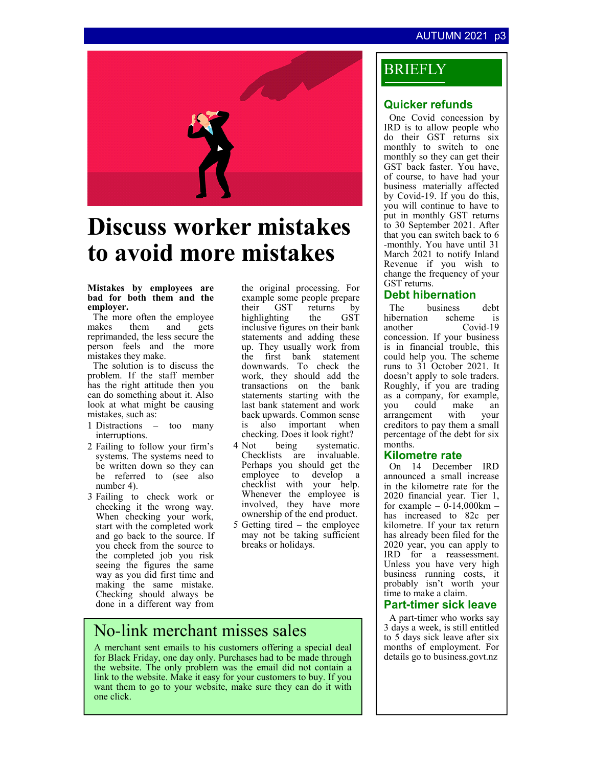# Discuss worker mistakes to avoid more mistakes

**Mistakes by employees are bad for both them and the employer.**

The more often the employee makes them and gets reprimanded, the less secure the person feels and the more mistakes they make.

The solution is to discuss the problem. If the staff member has the right attitude then you can do something about it. Also look at what might be causing mistakes, such as:

1. Distractions – too many interruptions.
2. Failing to follow your firm's systems. The systems need to be written down so they can be referred to (see also number 4).
3. Failing to check work or checking it the wrong way. When checking your work, start with the completed work and go back to the source. If you check from the source to the completed job you risk seeing the figures the same way as you did first time and making the same mistake. Checking should always be done in a different way from the original processing. For example some people prepare their GST returns by highlighting the GST inclusive figures on their bank statements and adding these up. They usually work from the first bank statement downwards. To check the work, they should add the transactions on the bank statements starting with the last bank statement and work back upwards. Common sense is also important when checking. Does it look right?
4. Not being systematic. Checklists are invaluable. Perhaps you should get the employee to develop a checklist with your help. Whenever the employee is involved, they have more ownership of the end product.
5. Getting tired – the employee may not be taking sufficient breaks or holidays.

## No-link merchant misses sales

A merchant sent emails to his customers offering a special deal for Black Friday, one day only. Purchases had to be made through the website. The only problem was the email did not contain a link to the website. Make it easy for your customers to buy. If you want them to go to your website, make sure they can do it with one click.

## BRIEFLY

### Quicker refunds

One Covid concession by IRD is to allow people who do their GST returns six monthly to switch to one monthly so they can get their GST back faster. You have, of course, to have had your business materially affected by Covid-19. If you do this, you will continue to have to put in monthly GST returns to 30 September 2021. After that you can switch back to 6-monthly. You have until 31 March 2021 to notify Inland Revenue if you wish to change the frequency of your GST returns.

### Debt hibernation

The business debt hibernation scheme is another Covid-19 concession. If your business is in financial trouble, this could help you. The scheme runs to 31 October 2021. It doesn't apply to sole traders. Roughly, if you are trading as a company, for example, you could make an arrangement with your creditors to pay them a small percentage of the debt for six months.

### Kilometre rate

On 14 December IRD announced a small increase in the kilometre rate for the 2020 financial year. Tier 1, for example – 0-14,000km – has increased to 82c per kilometre. If your tax return has already been filed for the 2020 year, you can apply to IRD for a reassessment. Unless you have very high business running costs, it probably isn't worth your time to make a claim.

### Part-timer sick leave

A part-timer who works say 3 days a week, is still entitled to 5 days sick leave after six months of employment. For details go to business.govt.nz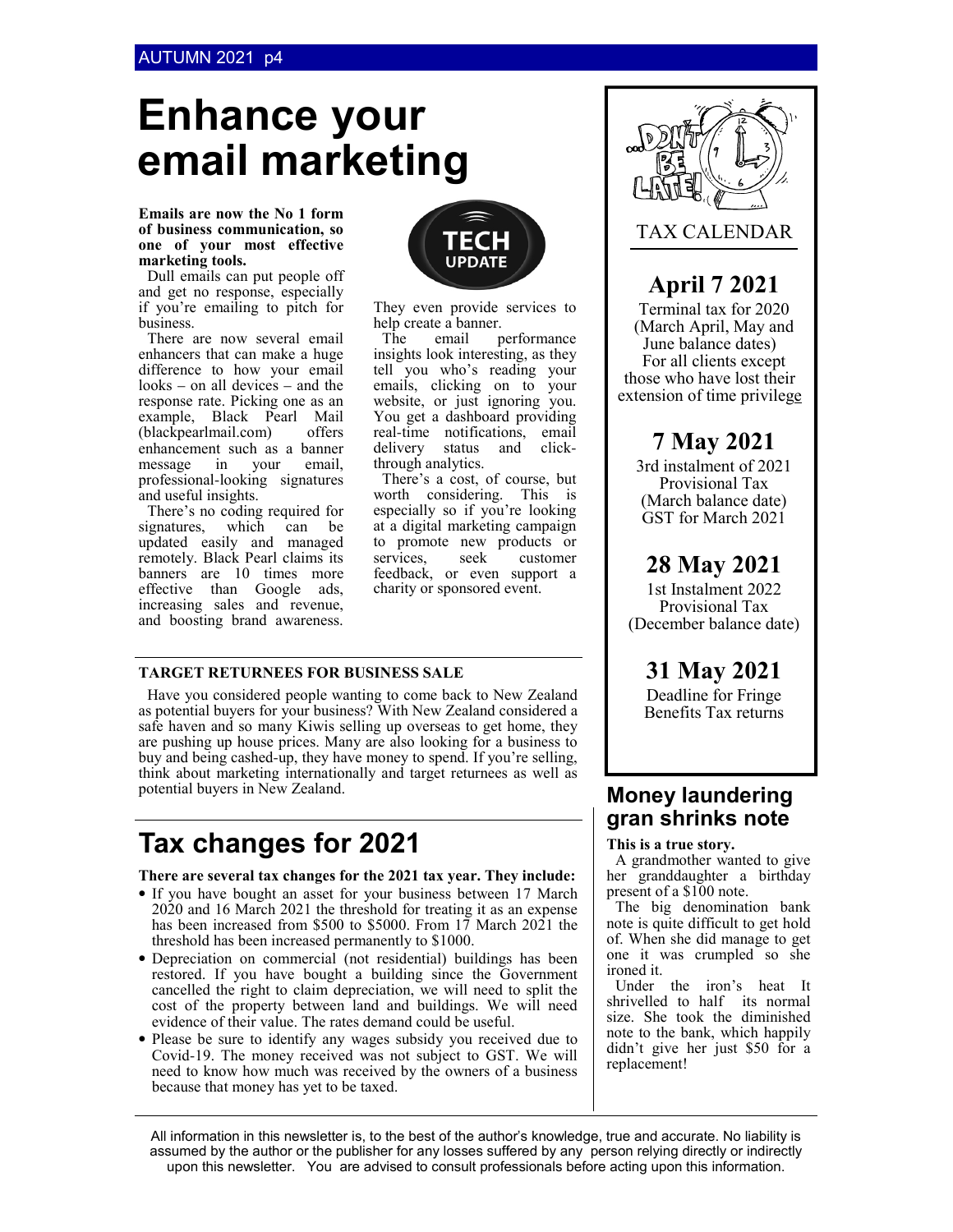# Enhance your email marketing

**Emails are now the No 1 form of business communication, so one of your most effective marketing tools.**

Dull emails can put people off and get no response, especially if you're emailing to pitch for business.

There are now several email enhancers that can make a huge difference to how your email looks – on all devices – and the response rate. Picking one as an example, Black Pearl Mail (blackpearlmail.com) offers enhancement such as a banner message in your email, professional-looking signatures and useful insights.

There's no coding required for signatures, which can be updated easily and managed remotely. Black Pearl claims its banners are 10 times more effective than Google ads, increasing sales and revenue, and boosting brand awareness.

TECH UPDATE

They even provide services to help create a banner.

The email performance insights look interesting, as they tell you who's reading your emails, clicking on to your website, or just ignoring you. You get a dashboard providing real-time notifications, email delivery status and click-through analytics.

There's a cost, of course, but worth considering. This is especially so if you're looking at a digital marketing campaign to promote new products or services, seek customer feedback, or even support a charity or sponsored event.

### TARGET RETURNEES FOR BUSINESS SALE

Have you considered people wanting to come back to New Zealand as potential buyers for your business? With New Zealand considered a safe haven and so many Kiwis selling up overseas to get home, they are pushing up house prices. Many are also looking for a business to buy and being cashed-up, they have money to spend. If you're selling, think about marketing internationally and target returnees as well as potential buyers in New Zealand.

# Tax changes for 2021

**There are several tax changes for the 2021 tax year. They include:**

- If you have bought an asset for your business between 17 March 2020 and 16 March 2021 the threshold for treating it as an expense has been increased from $500 to $5000. From 17 March 2021 the threshold has been increased permanently to $1000.
- Depreciation on commercial (not residential) buildings has been restored. If you have bought a building since the Government cancelled the right to claim depreciation, we will need to split the cost of the property between land and buildings. We will need evidence of their value. The rates demand could be useful.
- Please be sure to identify any wages subsidy you received due to Covid-19. The money received was not subject to GST. We will need to know how much was received by the owners of a business because that money has yet to be taxed.

...DON'T BE LATE!

## TAX CALENDAR

### April 7 2021

Terminal tax for 2020 (March April, May and June balance dates) For all clients except those who have lost their extension of time privilege

### 7 May 2021

3rd instalment of 2021 Provisional Tax (March balance date) GST for March 2021

### 28 May 2021

1st Instalment 2022 Provisional Tax (December balance date)

### 31 May 2021

Deadline for Fringe Benefits Tax returns

## Money laundering gran shrinks note

**This is a true story.**

A grandmother wanted to give her granddaughter a birthday present of a $100 note.

The big denomination bank note is quite difficult to get hold of. When she did manage to get one it was crumpled so she ironed it.

Under the iron's heat It shrivelled to half its normal size. She took the diminished note to the bank, which happily didn't give her just $50 for a replacement!

All information in this newsletter is, to the best of the author's knowledge, true and accurate. No liability is assumed by the author or the publisher for any losses suffered by any person relying directly or indirectly upon this newsletter. You are advised to consult professionals before acting upon this information.